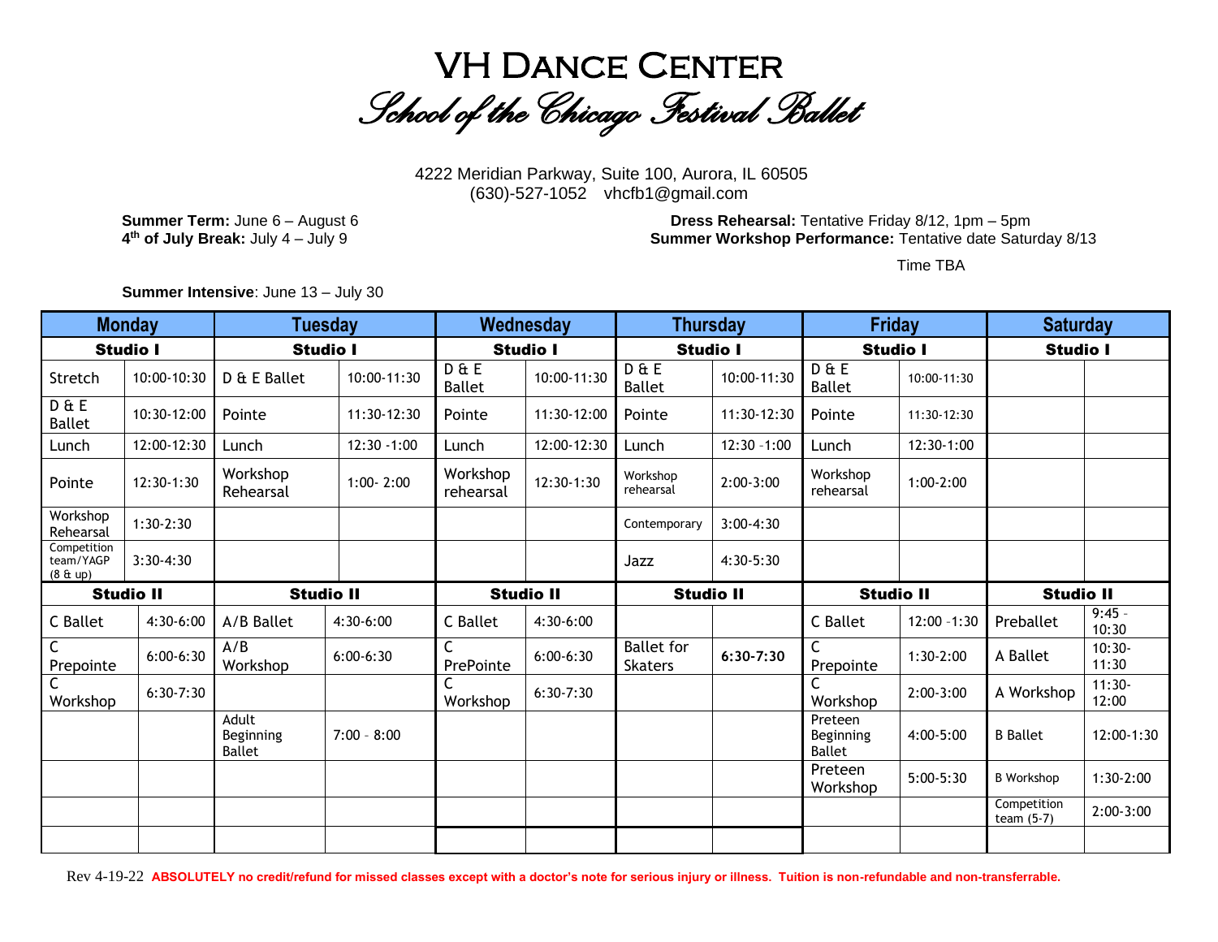# VH Dance Center

## *School of the Chicago Festival Ballet*

4222 Meridian Parkway, Suite 100, Aurora, IL 60505
(630)-527-1052 vhcfb1@gmail.com

**Summer Term:** June 6 – August 6
**4th of July Break:** July 4 – July 9

**Dress Rehearsal:** Tentative Friday 8/12, 1pm – 5pm
**Summer Workshop Performance:** Tentative date Saturday 8/13 Time TBA

**Summer Intensive**: June 13 – July 30

| Monday | | Tuesday | | Wednesday | | Thursday | | Friday | | Saturday | |
|---|---|---|---|---|---|---|---|---|---|---|---|
| **Studio I** | | **Studio I** | | **Studio I** | | **Studio I** | | **Studio I** | | **Studio I** | |
| Stretch | 10:00-10:30 | D & E Ballet | 10:00-11:30 | D & E Ballet | 10:00-11:30 | D & E Ballet | 10:00-11:30 | D & E Ballet | 10:00-11:30 | | |
| D & E Ballet | 10:30-12:00 | Pointe | 11:30-12:30 | Pointe | 11:30-12:00 | Pointe | 11:30-12:30 | Pointe | 11:30-12:30 | | |
| Lunch | 12:00-12:30 | Lunch | 12:30 -1:00 | Lunch | 12:00-12:30 | Lunch | 12:30 -1:00 | Lunch | 12:30-1:00 | | |
| Pointe | 12:30-1:30 | Workshop Rehearsal | 1:00- 2:00 | Workshop rehearsal | 12:30-1:30 | Workshop rehearsal | 2:00-3:00 | Workshop rehearsal | 1:00-2:00 | | |
| Workshop Rehearsal | 1:30-2:30 | | | | | Contemporary | 3:00-4:30 | | | | |
| Competition team/YAGP (8 & up) | 3:30-4:30 | | | | | Jazz | 4:30-5:30 | | | | |
| **Studio II** | | **Studio II** | | **Studio II** | | **Studio II** | | **Studio II** | | **Studio II** | |
| C Ballet | 4:30-6:00 | A/B Ballet | 4:30-6:00 | C Ballet | 4:30-6:00 | | | C Ballet | 12:00 -1:30 | Preballet | 9:45 – 10:30 |
| C Prepointe | 6:00-6:30 | A/B Workshop | 6:00-6:30 | C PrePointe | 6:00-6:30 | Ballet for Skaters | **6:30-7:30** | C Prepointe | 1:30-2:00 | A Ballet | 10:30-11:30 |
| C Workshop | 6:30-7:30 | | | C Workshop | 6:30-7:30 | | | C Workshop | 2:00-3:00 | A Workshop | 11:30-12:00 |
| | | Adult Beginning Ballet | 7:00 – 8:00 | | | | | Preteen Beginning Ballet | 4:00-5:00 | B Ballet | 12:00-1:30 |
| | | | | | | | | Preteen Workshop | 5:00-5:30 | B Workshop | 1:30-2:00 |
| | | | | | | | | | | Competition team (5-7) | 2:00-3:00 |
| | | | | | | | | | | | |

Rev 4-19-22 **ABSOLUTELY no credit/refund for missed classes except with a doctor's note for serious injury or illness. Tuition is non-refundable and non-transferrable.**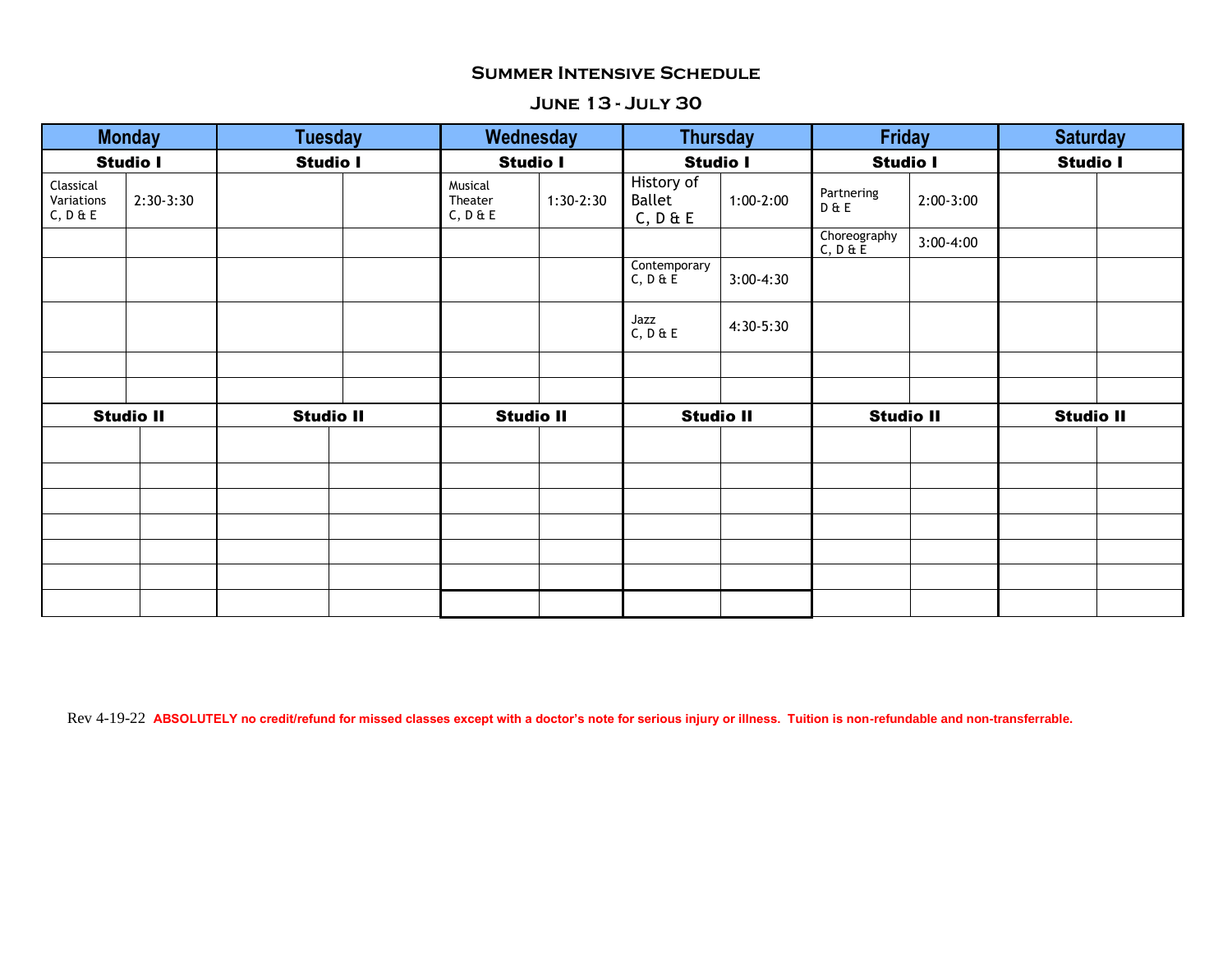# Summer Intensive Schedule

## June 13 - July 30

| Monday | | Tuesday | | Wednesday | | Thursday | | Friday | | Saturday | |
|---|---|---|---|---|---|---|---|---|---|---|---|
| **Studio I** | | **Studio I** | | **Studio I** | | **Studio I** | | **Studio I** | | **Studio I** | |
| Classical Variations C, D & E | 2:30-3:30 | | | Musical Theater C, D & E | 1:30-2:30 | History of Ballet C, D & E | 1:00-2:00 | Partnering D & E | 2:00-3:00 | | |
| | | | | | | | | Choreography C, D & E | 3:00-4:00 | | |
| | | | | | | Contemporary C, D & E | 3:00-4:30 | | | | |
| | | | | | | Jazz C, D & E | 4:30-5:30 | | | | |
| | | | | | | | | | | | |
| | | | | | | | | | | | |
| **Studio II** | | **Studio II** | | **Studio II** | | **Studio II** | | **Studio II** | | **Studio II** | |
| | | | | | | | | | | | |
| | | | | | | | | | | | |
| | | | | | | | | | | | |
| | | | | | | | | | | | |
| | | | | | | | | | | | |
| | | | | | | | | | | | |
| | | | | | | | | | | | |

Rev 4-19-22 **ABSOLUTELY no credit/refund for missed classes except with a doctor's note for serious injury or illness. Tuition is non-refundable and non-transferrable.**